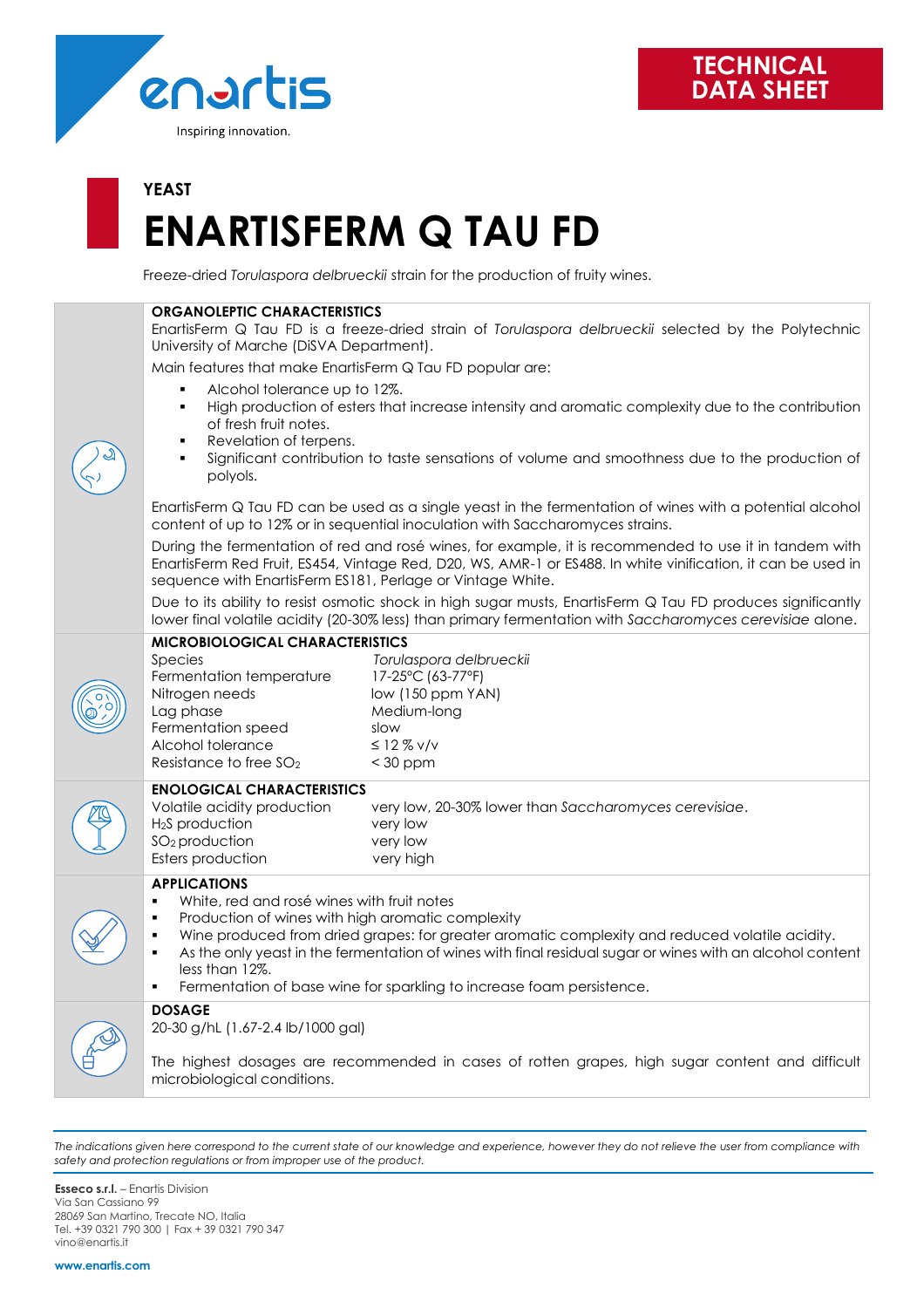enartis

Inspiring innovation.

**TECHNICAL DATA SHEET**

### YEAST

# ENARTISFERM Q TAU FD

Freeze-dried *Torulaspora delbrueckii* strain for the production of fruity wines.

## ORGANOLEPTIC CHARACTERISTICS

EnartisFerm Q Tau FD is a freeze-dried strain of *Torulaspora delbrueckii* selected by the Polytechnic University of Marche (DiSVA Department).

Main features that make EnartisFerm Q Tau FD popular are:

- Alcohol tolerance up to 12%.
- High production of esters that increase intensity and aromatic complexity due to the contribution of fresh fruit notes.
- Revelation of terpens.
- Significant contribution to taste sensations of volume and smoothness due to the production of polyols.

EnartisFerm Q Tau FD can be used as a single yeast in the fermentation of wines with a potential alcohol content of up to 12% or in sequential inoculation with Saccharomyces strains.

During the fermentation of red and rosé wines, for example, it is recommended to use it in tandem with EnartisFerm Red Fruit, ES454, Vintage Red, D20, WS, AMR-1 or ES488. In white vinification, it can be used in sequence with EnartisFerm ES181, Perlage or Vintage White.

Due to its ability to resist osmotic shock in high sugar musts, EnartisFerm Q Tau FD produces significantly lower final volatile acidity (20-30% less) than primary fermentation with *Saccharomyces cerevisiae* alone.

## MICROBIOLOGICAL CHARACTERISTICS

| | |
|---|---|
| Species | *Torulaspora delbrueckii* |
| Fermentation temperature | 17-25°C (63-77°F) |
| Nitrogen needs | low (150 ppm YAN) |
| Lag phase | Medium-long |
| Fermentation speed | slow |
| Alcohol tolerance | ≤ 12 % v/v |
| Resistance to free $SO_2$ | < 30 ppm |

## ENOLOGICAL CHARACTERISTICS

| | |
|---|---|
| Volatile acidity production | very low, 20-30% lower than *Saccharomyces cerevisiae*. |
| $H_2S$ production | very low |
| $SO_2$ production | very low |
| Esters production | very high |

## APPLICATIONS

- White, red and rosé wines with fruit notes
- Production of wines with high aromatic complexity
- Wine produced from dried grapes: for greater aromatic complexity and reduced volatile acidity.
- As the only yeast in the fermentation of wines with final residual sugar or wines with an alcohol content less than 12%.
- Fermentation of base wine for sparkling to increase foam persistence.

## DOSAGE

20-30 g/hL (1.67-2.4 lb/1000 gal)

The highest dosages are recommended in cases of rotten grapes, high sugar content and difficult microbiological conditions.

*The indications given here correspond to the current state of our knowledge and experience, however they do not relieve the user from compliance with safety and protection regulations or from improper use of the product.*

**Esseco s.r.l.** – Enartis Division
Via San Cassiano 99
28069 San Martino, Trecate NO, Italia
Tel. +39 0321 790 300 | Fax + 39 0321 790 347
vino@enartis.it

**www.enartis.com**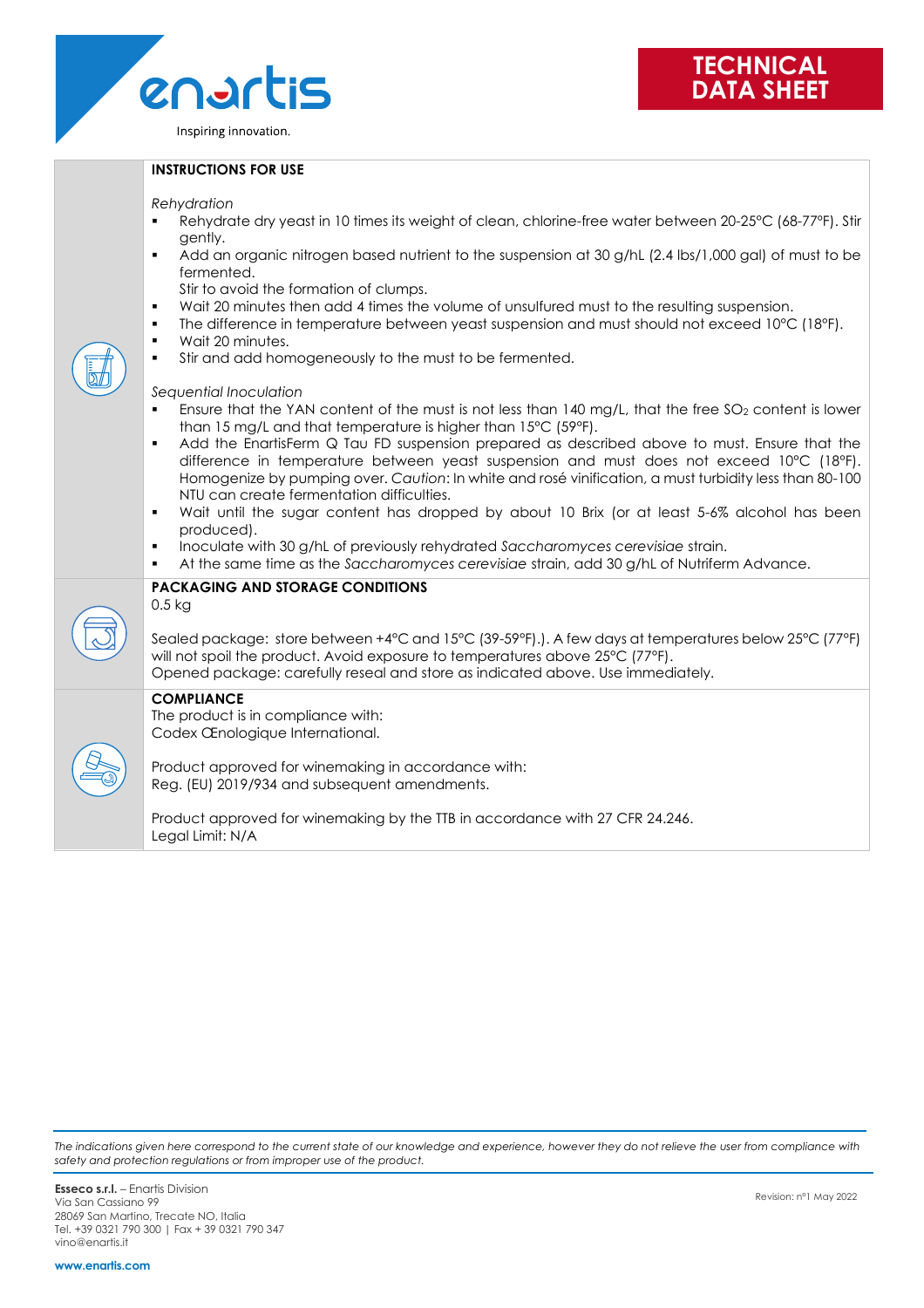## INSTRUCTIONS FOR USE

*Rehydration*

- Rehydrate dry yeast in 10 times its weight of clean, chlorine-free water between 20-25°C (68-77°F). Stir gently.
- Add an organic nitrogen based nutrient to the suspension at 30 g/hL (2.4 lbs/1,000 gal) of must to be fermented.
  Stir to avoid the formation of clumps.
- Wait 20 minutes then add 4 times the volume of unsulfured must to the resulting suspension.
- The difference in temperature between yeast suspension and must should not exceed 10°C (18°F).
- Wait 20 minutes.
- Stir and add homogeneously to the must to be fermented.

*Sequential Inoculation*

- Ensure that the YAN content of the must is not less than 140 mg/L, that the free $SO_2$ content is lower than 15 mg/L and that temperature is higher than 15°C (59°F).
- Add the EnartisFerm Q Tau FD suspension prepared as described above to must. Ensure that the difference in temperature between yeast suspension and must does not exceed 10°C (18°F). Homogenize by pumping over. *Caution*: In white and rosé vinification, a must turbidity less than 80-100 NTU can create fermentation difficulties.
- Wait until the sugar content has dropped by about 10 Brix (or at least 5-6% alcohol has been produced).
- Inoculate with 30 g/hL of previously rehydrated *Saccharomyces cerevisiae* strain.
- At the same time as the *Saccharomyces cerevisiae* strain, add 30 g/hL of Nutriferm Advance.

## PACKAGING AND STORAGE CONDITIONS

0.5 kg

Sealed package: store between +4°C and 15°C (39-59°F).). A few days at temperatures below 25°C (77°F) will not spoil the product. Avoid exposure to temperatures above 25°C (77°F).
Opened package: carefully reseal and store as indicated above. Use immediately.

## COMPLIANCE

The product is in compliance with:
Codex Œnologique International.

Product approved for winemaking in accordance with:
Reg. (EU) 2019/934 and subsequent amendments.

Product approved for winemaking by the TTB in accordance with 27 CFR 24.246.
Legal Limit: N/A

*The indications given here correspond to the current state of our knowledge and experience, however they do not relieve the user from compliance with safety and protection regulations or from improper use of the product.*

**Esseco s.r.l.** – Enartis Division
Via San Cassiano 99
28069 San Martino, Trecate NO, Italia
Tel. +39 0321 790 300 | Fax + 39 0321 790 347
vino@enartis.it

**www.enartis.com**

Revision: n°1 May 2022